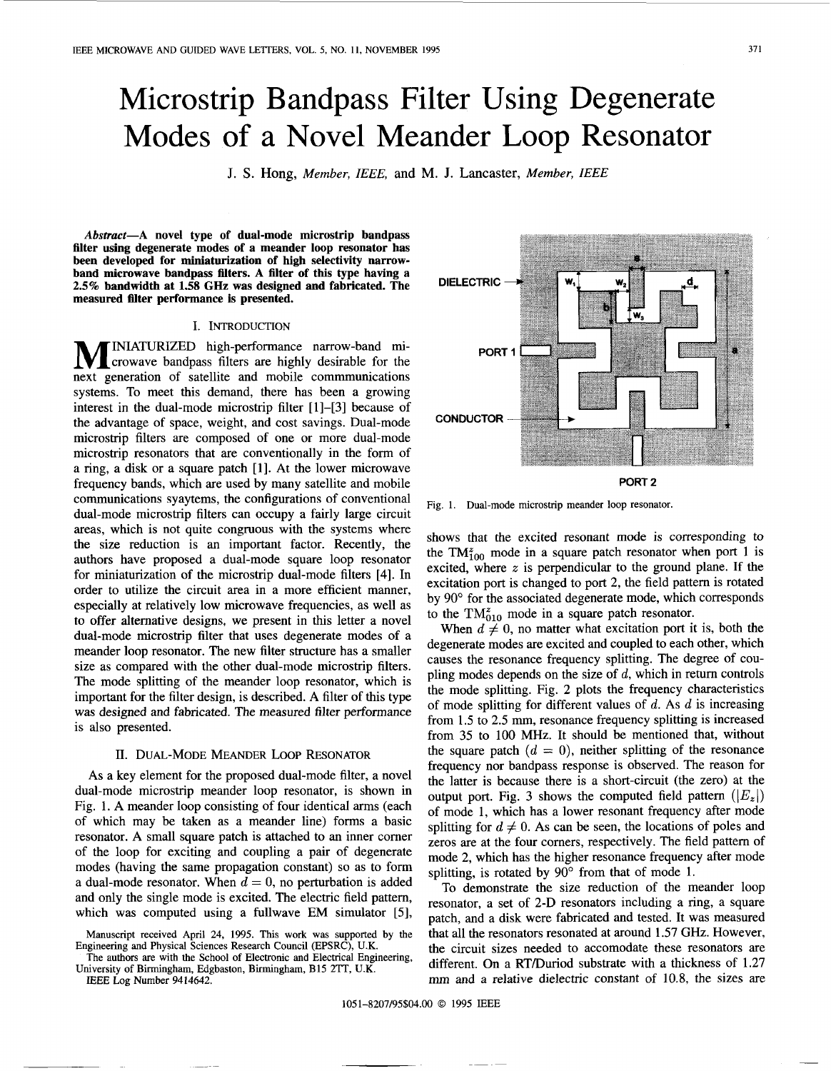# Microstrip Bandpass Filter Using Degenerate Modes of a Novel Meander Loop Resonator

J. S. Hong, *Member, IEEE,* and M. J. Lancaster, *Member, IEEE*

***Abstract*—A novel type of dual-mode microstrip bandpass filter using degenerate modes of a meander loop resonator has been developed for miniaturization of high selectivity narrow-band microwave bandpass filters. A filter of this type having a 2.5% bandwidth at 1.58 GHz was designed and fabricated. The measured filter performance is presented.**

## I. Introduction

MINIATURIZED high-performance narrow-band microwave bandpass filters are highly desirable for the next generation of satellite and mobile commmunications systems. To meet this demand, there has been a growing interest in the dual-mode microstrip filter [1]–[3] because of the advantage of space, weight, and cost savings. Dual-mode microstrip filters are composed of one or more dual-mode microstrip resonators that are conventionally in the form of a ring, a disk or a square patch [1]. At the lower microwave frequency bands, which are used by many satellite and mobile communications syaytems, the configurations of conventional dual-mode microstrip filters can occupy a fairly large circuit areas, which is not quite congruous with the systems where the size reduction is an important factor. Recently, the authors have proposed a dual-mode square loop resonator for miniaturization of the microstrip dual-mode filters [4]. In order to utilize the circuit area in a more efficient manner, especially at relatively low microwave frequencies, as well as to offer alternative designs, we present in this letter a novel dual-mode microstrip filter that uses degenerate modes of a meander loop resonator. The new filter structure has a smaller size as compared with the other dual-mode microstrip filters. The mode splitting of the meander loop resonator, which is important for the filter design, is described. A filter of this type was designed and fabricated. The measured filter performance is also presented.

## II. Dual-Mode Meander Loop Resonator

As a key element for the proposed dual-mode filter, a novel dual-mode microstrip meander loop resonator, is shown in Fig. 1. A meander loop consisting of four identical arms (each of which may be taken as a meander line) forms a basic resonator. A small square patch is attached to an inner corner of the loop for exciting and coupling a pair of degenerate modes (having the same propagation constant) so as to form a dual-mode resonator. When $d = 0$, no perturbation is added and only the single mode is excited. The electric field pattern, which was computed using a fullwave EM simulator [5], shows that the excited resonant mode is corresponding to the $TM_{100}^{z}$ mode in a square patch resonator when port 1 is excited, where $z$ is perpendicular to the ground plane. If the excitation port is changed to port 2, the field pattern is rotated by 90° for the associated degenerate mode, which corresponds to the $TM_{010}^{z}$ mode in a square patch resonator.

Fig. 1. Dual-mode microstrip meander loop resonator.

When $d \neq 0$, no matter what excitation port it is, both the degenerate modes are excited and coupled to each other, which causes the resonance frequency splitting. The degree of coupling modes depends on the size of $d$, which in return controls the mode splitting. Fig. 2 plots the frequency characteristics of mode splitting for different values of $d$. As $d$ is increasing from 1.5 to 2.5 mm, resonance frequency splitting is increased from 35 to 100 MHz. It should be mentioned that, without the square patch ($d = 0$), neither splitting of the resonance frequency nor bandpass response is observed. The reason for the latter is because there is a short-circuit (the zero) at the output port. Fig. 3 shows the computed field pattern ($|E_z|$) of mode 1, which has a lower resonant frequency after mode splitting for $d \neq 0$. As can be seen, the locations of poles and zeros are at the four corners, respectively. The field pattern of mode 2, which has the higher resonance frequency after mode splitting, is rotated by 90° from that of mode 1.

To demonstrate the size reduction of the meander loop resonator, a set of 2-D resonators including a ring, a square patch, and a disk were fabricated and tested. It was measured that all the resonators resonated at around 1.57 GHz. However, the circuit sizes needed to accomodate these resonators are different. On a RT/Duriod substrate with a thickness of 1.27 mm and a relative dielectric constant of 10.8, the sizes are

Manuscript received April 24, 1995. This work was supported by the Engineering and Physical Sciences Research Council (EPSRC), U.K.

The authors are with the School of Electronic and Electrical Engineering, University of Birmingham, Edgbaston, Birmingham, B15 2TT, U.K.

IEEE Log Number 9414642.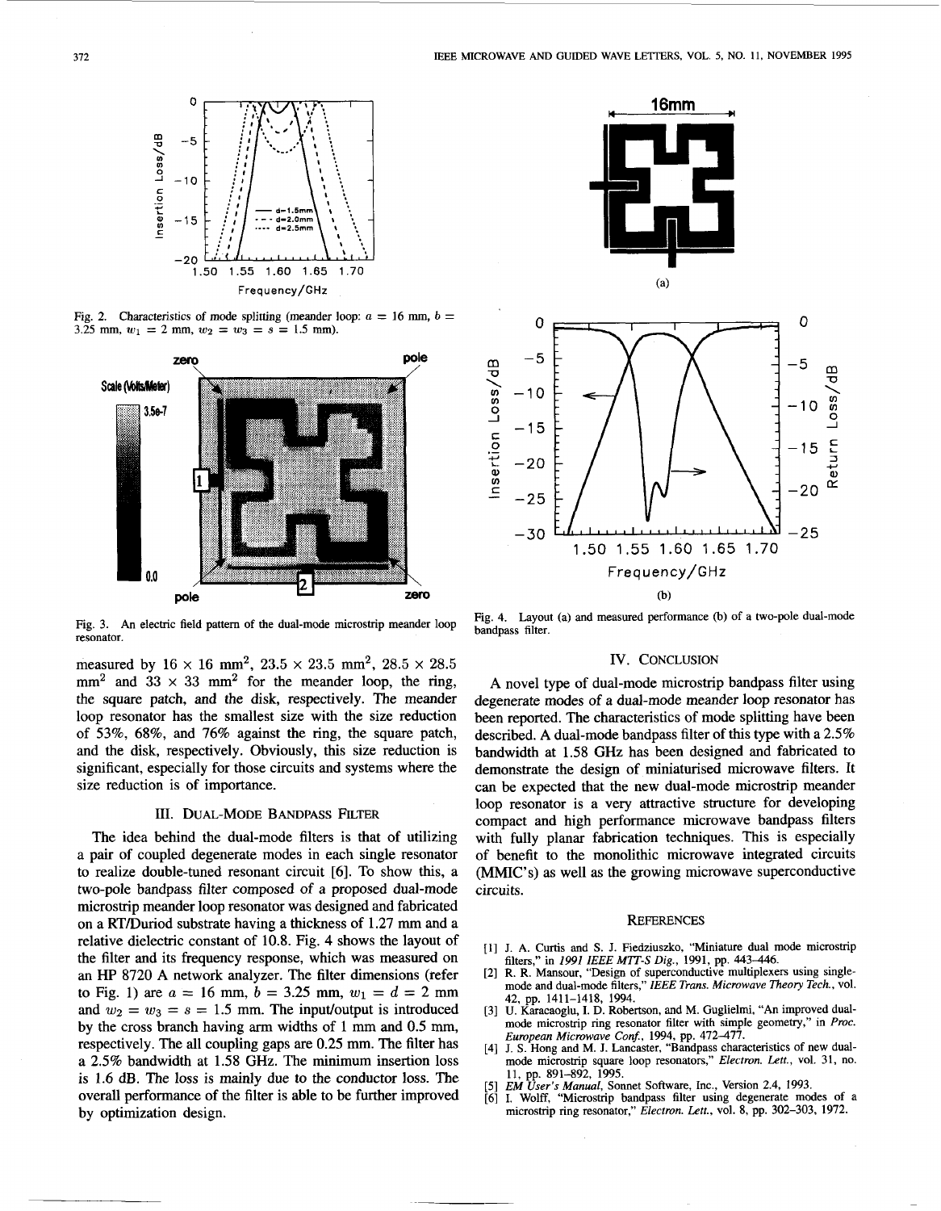0
-5
-10
-15
-20

1.50 1.55 1.60 1.65 1.70

Frequency/GHz

Insertion Loss/dB

d=1.5mm
d=2.0mm
d=2.5mm

Fig. 2. Characteristics of mode splitting (meander loop: $a$ = 16 mm, $b$ = 3.25 mm, $w_1$ = 2 mm, $w_2 = w_3 = s$ = 1.5 mm).

zero
pole
Scale (Volts/Meter)
3.5e-7
0.0
1
2
pole
zero

Fig. 3. An electric field pattern of the dual-mode microstrip meander loop resonator.

measured by 16 × 16 mm$^2$, 23.5 × 23.5 mm$^2$, 28.5 × 28.5 mm$^2$ and 33 × 33 mm$^2$ for the meander loop, the ring, the square patch, and the disk, respectively. The meander loop resonator has the smallest size with the size reduction of 53%, 68%, and 76% against the ring, the square patch, and the disk, respectively. Obviously, this size reduction is significant, especially for those circuits and systems where the size reduction is of importance.

## III. Dual-Mode Bandpass Filter

The idea behind the dual-mode filters is that of utilizing a pair of coupled degenerate modes in each single resonator to realize double-tuned resonant circuit [6]. To show this, a two-pole bandpass filter composed of a proposed dual-mode microstrip meander loop resonator was designed and fabricated on a RT/Duriod substrate having a thickness of 1.27 mm and a relative dielectric constant of 10.8. Fig. 4 shows the layout of the filter and its frequency response, which was measured on an HP 8720 A network analyzer. The filter dimensions (refer to Fig. 1) are $a$ = 16 mm, $b$ = 3.25 mm, $w_1 = d$ = 2 mm and $w_2 = w_3 = s$ = 1.5 mm. The input/output is introduced by the cross branch having arm widths of 1 mm and 0.5 mm, respectively. The all coupling gaps are 0.25 mm. The filter has a 2.5% bandwidth at 1.58 GHz. The minimum insertion loss is 1.6 dB. The loss is mainly due to the conductor loss. The overall performance of the filter is able to be further improved by optimization design.

16mm

(a)

0
-5
-10
-15
-20
-25
-30

0
-5
-10
-15
-20
-25

1.50 1.55 1.60 1.65 1.70

Frequency/GHz

Insertion Loss/dB

Return Loss/dB

(b)

Fig. 4. Layout (a) and measured performance (b) of a two-pole dual-mode bandpass filter.

## IV. Conclusion

A novel type of dual-mode microstrip bandpass filter using degenerate modes of a dual-mode meander loop resonator has been reported. The characteristics of mode splitting have been described. A dual-mode bandpass filter of this type with a 2.5% bandwidth at 1.58 GHz has been designed and fabricated to demonstrate the design of miniaturised microwave filters. It can be expected that the new dual-mode microstrip meander loop resonator is a very attractive structure for developing compact and high performance microwave bandpass filters with fully planar fabrication techniques. This is especially of benefit to the monolithic microwave integrated circuits (MMIC's) as well as the growing microwave superconductive circuits.

## References

[1] J. A. Curtis and S. J. Fiedziuszko, "Miniature dual mode microstrip filters," in *1991 IEEE MTT-S Dig.*, 1991, pp. 443–446.

[2] R. R. Mansour, "Design of superconductive multiplexers using single-mode and dual-mode filters," *IEEE Trans. Microwave Theory Tech.*, vol. 42, pp. 1411–1418, 1994.

[3] U. Karacaoglu, I. D. Robertson, and M. Guglielmi, "An improved dual-mode microstrip ring resonator filter with simple geometry," in *Proc. European Microwave Conf.*, 1994, pp. 472–477.

[4] J. S. Hong and M. J. Lancaster, "Bandpass characteristics of new dual-mode microstrip square loop resonators," *Electron. Lett.*, vol. 31, no. 11, pp. 891–892, 1995.

[5] *EM User's Manual*, Sonnet Software, Inc., Version 2.4, 1993.

[6] I. Wolff, "Microstrip bandpass filter using degenerate modes of a microstrip ring resonator," *Electron. Lett.*, vol. 8, pp. 302–303, 1972.